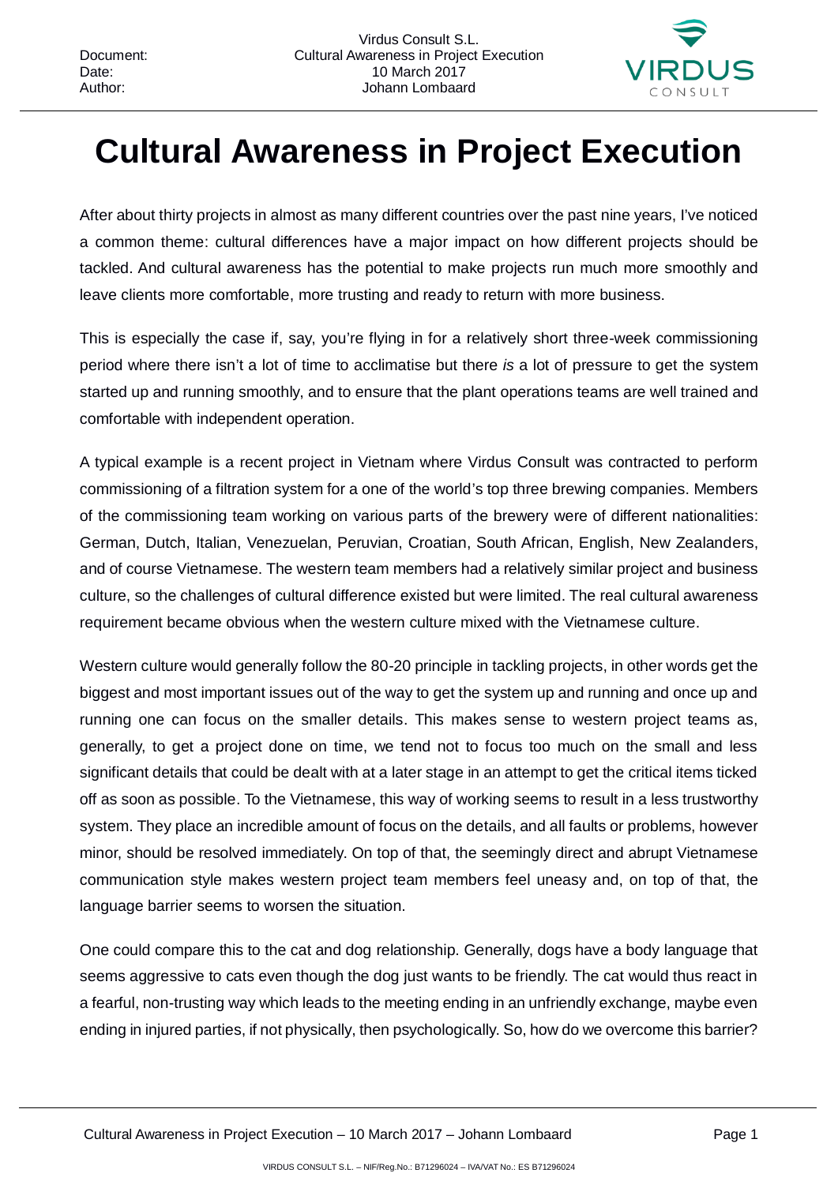# Cultural Awareness in Project Execution

After about thirty projects in almost as many different countries over the past nine years, I've noticed a common theme: cultural differences have a major impact on how different projects should be tackled. And cultural awareness has the potential to make projects run much more smoothly and leave clients more comfortable, more trusting and ready to return with more business.

This is especially the case if, say, you're flying in for a relatively short three-week commissioning period where there isn't a lot of time to acclimatise but there *is* a lot of pressure to get the system started up and running smoothly, and to ensure that the plant operations teams are well trained and comfortable with independent operation.

A typical example is a recent project in Vietnam where Virdus Consult was contracted to perform commissioning of a filtration system for a one of the world's top three brewing companies. Members of the commissioning team working on various parts of the brewery were of different nationalities: German, Dutch, Italian, Venezuelan, Peruvian, Croatian, South African, English, New Zealanders, and of course Vietnamese. The western team members had a relatively similar project and business culture, so the challenges of cultural difference existed but were limited. The real cultural awareness requirement became obvious when the western culture mixed with the Vietnamese culture.

Western culture would generally follow the 80-20 principle in tackling projects, in other words get the biggest and most important issues out of the way to get the system up and running and once up and running one can focus on the smaller details. This makes sense to western project teams as, generally, to get a project done on time, we tend not to focus too much on the small and less significant details that could be dealt with at a later stage in an attempt to get the critical items ticked off as soon as possible. To the Vietnamese, this way of working seems to result in a less trustworthy system. They place an incredible amount of focus on the details, and all faults or problems, however minor, should be resolved immediately. On top of that, the seemingly direct and abrupt Vietnamese communication style makes western project team members feel uneasy and, on top of that, the language barrier seems to worsen the situation.

One could compare this to the cat and dog relationship. Generally, dogs have a body language that seems aggressive to cats even though the dog just wants to be friendly. The cat would thus react in a fearful, non-trusting way which leads to the meeting ending in an unfriendly exchange, maybe even ending in injured parties, if not physically, then psychologically. So, how do we overcome this barrier?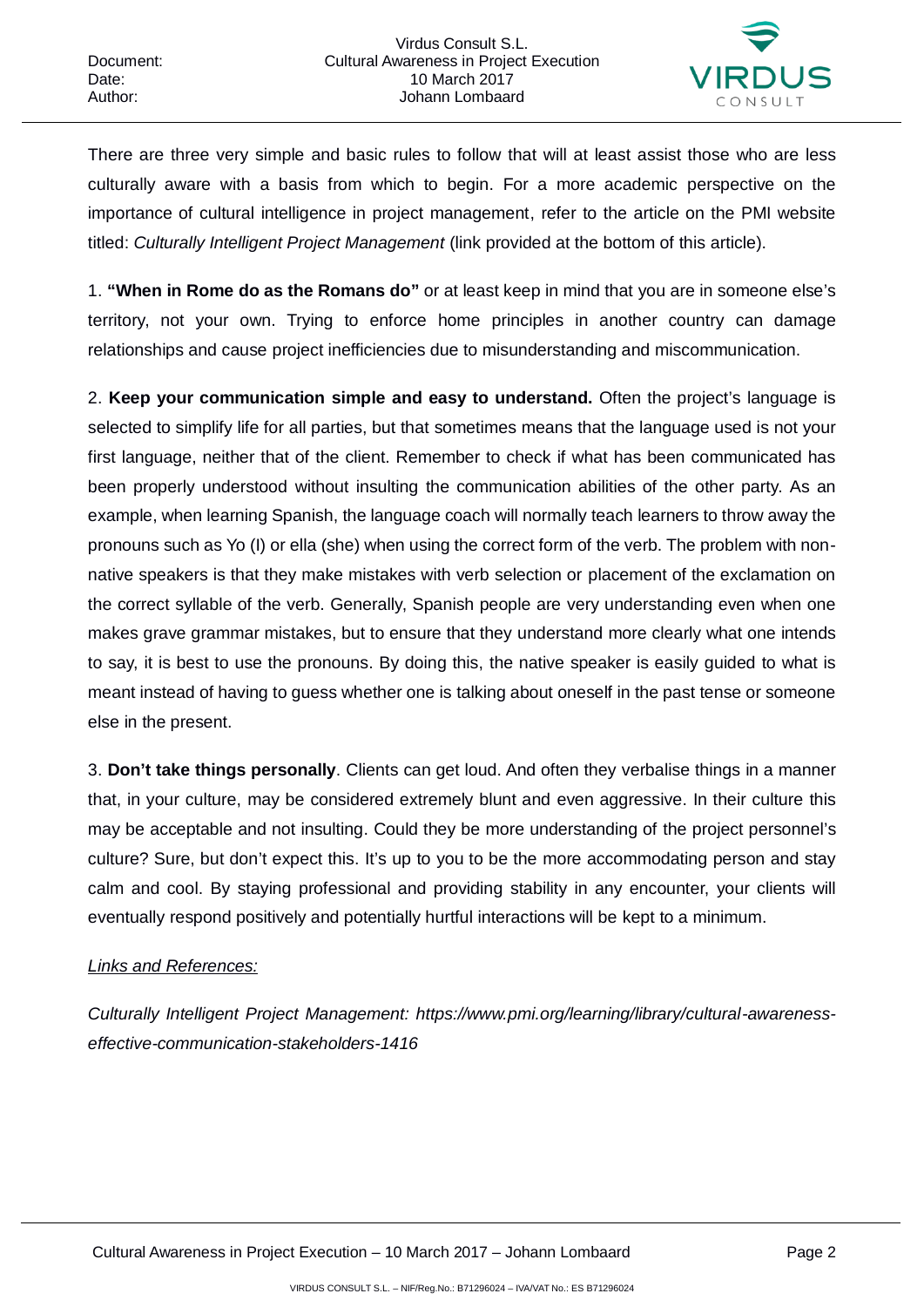There are three very simple and basic rules to follow that will at least assist those who are less culturally aware with a basis from which to begin. For a more academic perspective on the importance of cultural intelligence in project management, refer to the article on the PMI website titled: *Culturally Intelligent Project Management* (link provided at the bottom of this article).

1. **"When in Rome do as the Romans do"** or at least keep in mind that you are in someone else's territory, not your own. Trying to enforce home principles in another country can damage relationships and cause project inefficiencies due to misunderstanding and miscommunication.

2. **Keep your communication simple and easy to understand.** Often the project's language is selected to simplify life for all parties, but that sometimes means that the language used is not your first language, neither that of the client. Remember to check if what has been communicated has been properly understood without insulting the communication abilities of the other party. As an example, when learning Spanish, the language coach will normally teach learners to throw away the pronouns such as Yo (I) or ella (she) when using the correct form of the verb. The problem with non-native speakers is that they make mistakes with verb selection or placement of the exclamation on the correct syllable of the verb. Generally, Spanish people are very understanding even when one makes grave grammar mistakes, but to ensure that they understand more clearly what one intends to say, it is best to use the pronouns. By doing this, the native speaker is easily guided to what is meant instead of having to guess whether one is talking about oneself in the past tense or someone else in the present.

3. **Don't take things personally**. Clients can get loud. And often they verbalise things in a manner that, in your culture, may be considered extremely blunt and even aggressive. In their culture this may be acceptable and not insulting. Could they be more understanding of the project personnel's culture? Sure, but don't expect this. It's up to you to be the more accommodating person and stay calm and cool. By staying professional and providing stability in any encounter, your clients will eventually respond positively and potentially hurtful interactions will be kept to a minimum.

<u>*Links and References:*</u>

*Culturally Intelligent Project Management: https://www.pmi.org/learning/library/cultural-awareness-effective-communication-stakeholders-1416*